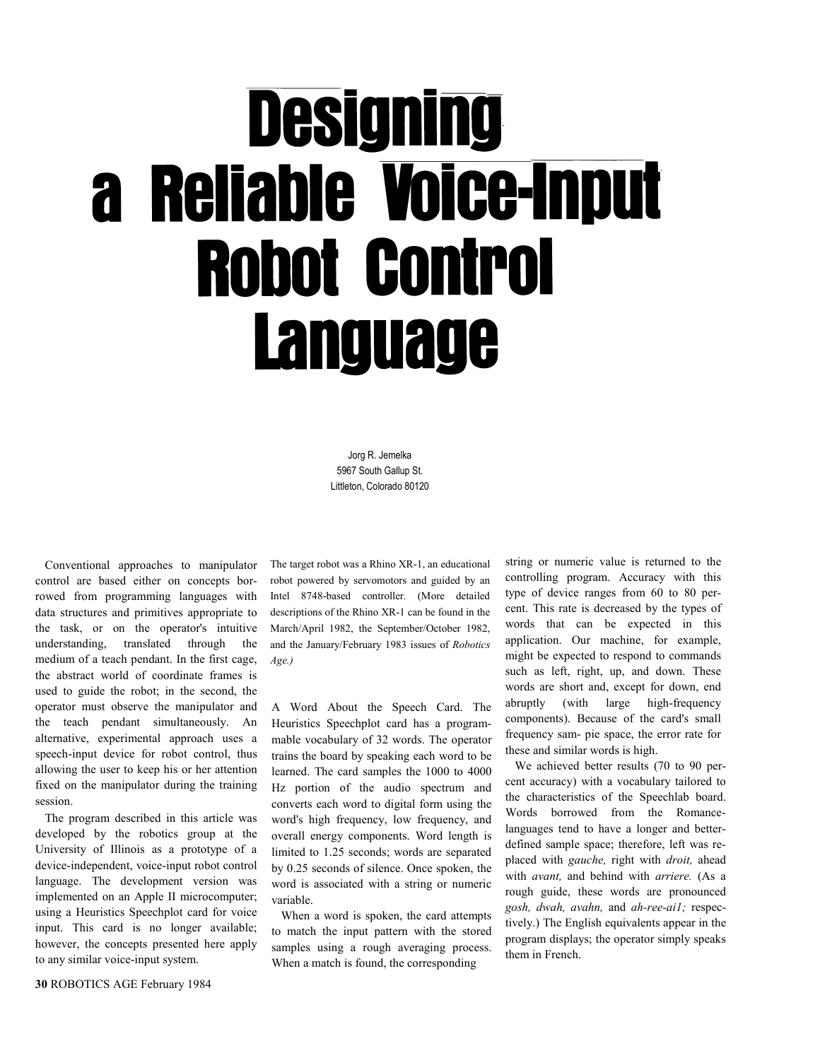# Designing a Reliable Voice-Input Robot Control Language

Jorg R. Jemelka
5967 South Gallup St.
Littleton, Colorado 80120

Conventional approaches to manipulator control are based either on concepts borrowed from programming languages with data structures and primitives appropriate to the task, or on the operator's intuitive understanding, translated through the medium of a teach pendant. In the first cage, the abstract world of coordinate frames is used to guide the robot; in the second, the operator must observe the manipulator and the teach pendant simultaneously. An alternative, experimental approach uses a speech-input device for robot control, thus allowing the user to keep his or her attention fixed on the manipulator during the training session.

The program described in this article was developed by the robotics group at the University of Illinois as a prototype of a device-independent, voice-input robot control language. The development version was implemented on an Apple II microcomputer; using a Heuristics Speechplot card for voice input. This card is no longer available; however, the concepts presented here apply to any similar voice-input system.

The target robot was a Rhino XR-1, an educational robot powered by servomotors and guided by an Intel 8748-based controller. (More detailed descriptions of the Rhino XR-1 can be found in the March/April 1982, the September/October 1982, and the January/February 1983 issues of *Robotics Age.*)

**A Word About the Speech Card.** The Heuristics Speechplot card has a programmable vocabulary of 32 words. The operator trains the board by speaking each word to be learned. The card samples the 1000 to 4000 Hz portion of the audio spectrum and converts each word to digital form using the word's high frequency, low frequency, and overall energy components. Word length is limited to 1.25 seconds; words are separated by 0.25 seconds of silence. Once spoken, the word is associated with a string or numeric variable.

When a word is spoken, the card attempts to match the input pattern with the stored samples using a rough averaging process. When a match is found, the corresponding string or numeric value is returned to the controlling program. Accuracy with this type of device ranges from 60 to 80 percent. This rate is decreased by the types of words that can be expected in this application. Our machine, for example, might be expected to respond to commands such as left, right, up, and down. These words are short and, except for down, end abruptly (with large high-frequency components). Because of the card's small frequency sam- pie space, the error rate for these and similar words is high.

We achieved better results (70 to 90 percent accuracy) with a vocabulary tailored to the characteristics of the Speechlab board. Words borrowed from the Romance-languages tend to have a longer and better-defined sample space; therefore, left was replaced with *gauche,* right with *droit,* ahead with *avant,* and behind with *arriere.* (As a rough guide, these words are pronounced *gosh, dwah, avahn,* and *ah-ree-ai1;* respectively.) The English equivalents appear in the program displays; the operator simply speaks them in French.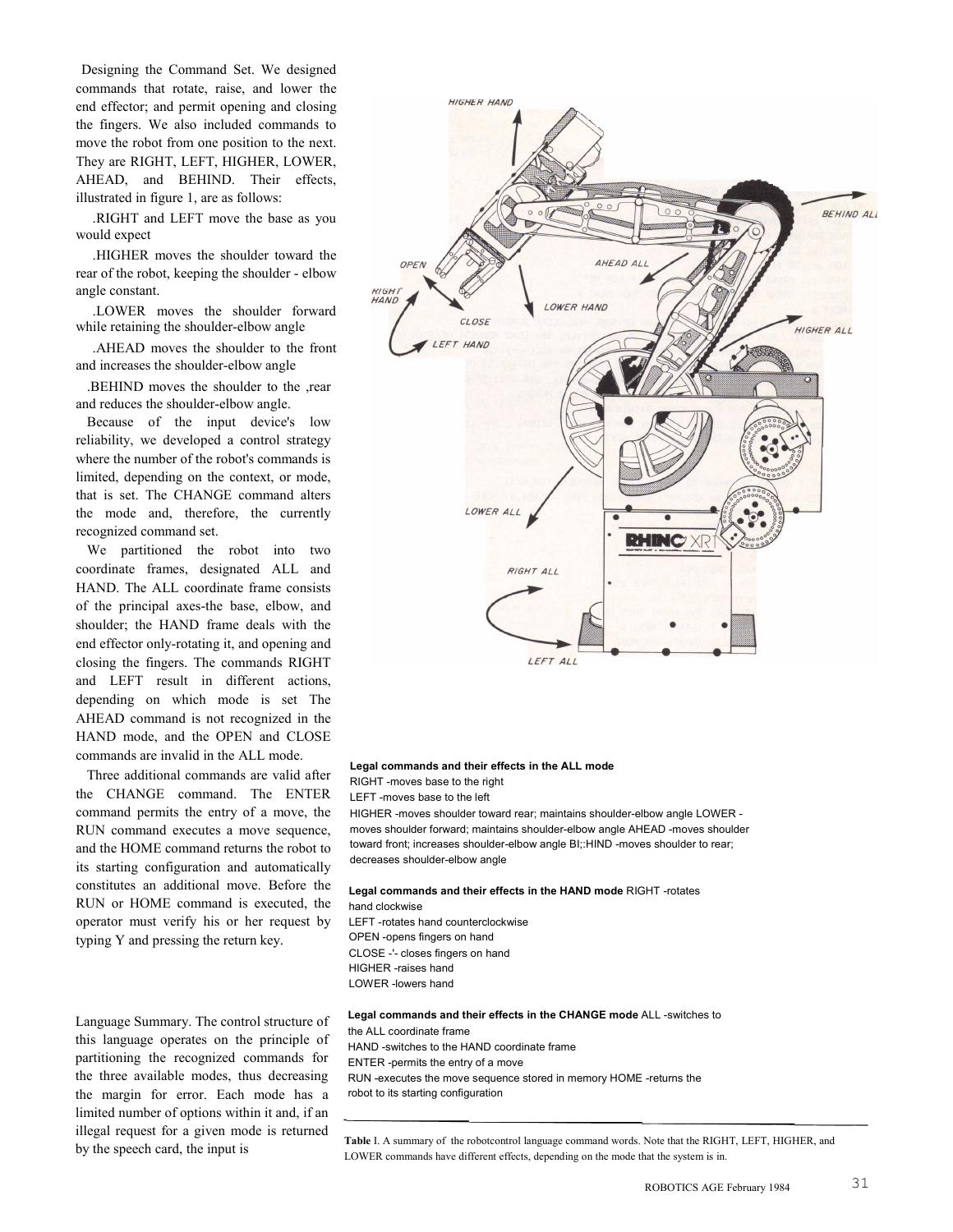Designing the Command Set. We designed commands that rotate, raise, and lower the end effector; and permit opening and closing the fingers. We also included commands to move the robot from one position to the next. They are RIGHT, LEFT, HIGHER, LOWER, AHEAD, and BEHIND. Their effects, illustrated in figure 1, are as follows:

.RIGHT and LEFT move the base as you would expect

.HIGHER moves the shoulder toward the rear of the robot, keeping the shoulder - elbow angle constant.

.LOWER moves the shoulder forward while retaining the shoulder-elbow angle

.AHEAD moves the shoulder to the front and increases the shoulder-elbow angle

.BEHIND moves the shoulder to the ,rear and reduces the shoulder-elbow angle.

Because of the input device's low reliability, we developed a control strategy where the number of the robot's commands is limited, depending on the context, or mode, that is set. The CHANGE command alters the mode and, therefore, the currently recognized command set.

We partitioned the robot into two coordinate frames, designated ALL and HAND. The ALL coordinate frame consists of the principal axes-the base, elbow, and shoulder; the HAND frame deals with the end effector only-rotating it, and opening and closing the fingers. The commands RIGHT and LEFT result in different actions, depending on which mode is set The AHEAD command is not recognized in the HAND mode, and the OPEN and CLOSE commands are invalid in the ALL mode.

Three additional commands are valid after the CHANGE command. The ENTER command permits the entry of a move, the RUN command executes a move sequence, and the HOME command returns the robot to its starting configuration and automatically constitutes an additional move. Before the RUN or HOME command is executed, the operator must verify his or her request by typing Y and pressing the return key.

Language Summary. The control structure of this language operates on the principle of partitioning the recognized commands for the three available modes, thus decreasing the margin for error. Each mode has a limited number of options within it and, if an illegal request for a given mode is returned by the speech card, the input is

**Legal commands and their effects in the ALL mode**
RIGHT -moves base to the right
LEFT -moves base to the left
HIGHER -moves shoulder toward rear; maintains shoulder-elbow angle LOWER -moves shoulder forward; maintains shoulder-elbow angle AHEAD -moves shoulder toward front; increases shoulder-elbow angle BI;:HIND -moves shoulder to rear; decreases shoulder-elbow angle

**Legal commands and their effects in the HAND mode** RIGHT -rotates hand clockwise
LEFT -rotates hand counterclockwise
OPEN -opens fingers on hand
CLOSE -'- closes fingers on hand
HIGHER -raises hand
LOWER -lowers hand

**Legal commands and their effects in the CHANGE mode** ALL -switches to the ALL coordinate frame
HAND -switches to the HAND coordinate frame
ENTER -permits the entry of a move
RUN -executes the move sequence stored in memory HOME -returns the robot to its starting configuration

**Table** I. A summary of the robotcontrol language command words. Note that the RIGHT, LEFT, HIGHER, and LOWER commands have different effects, depending on the mode that the system is in.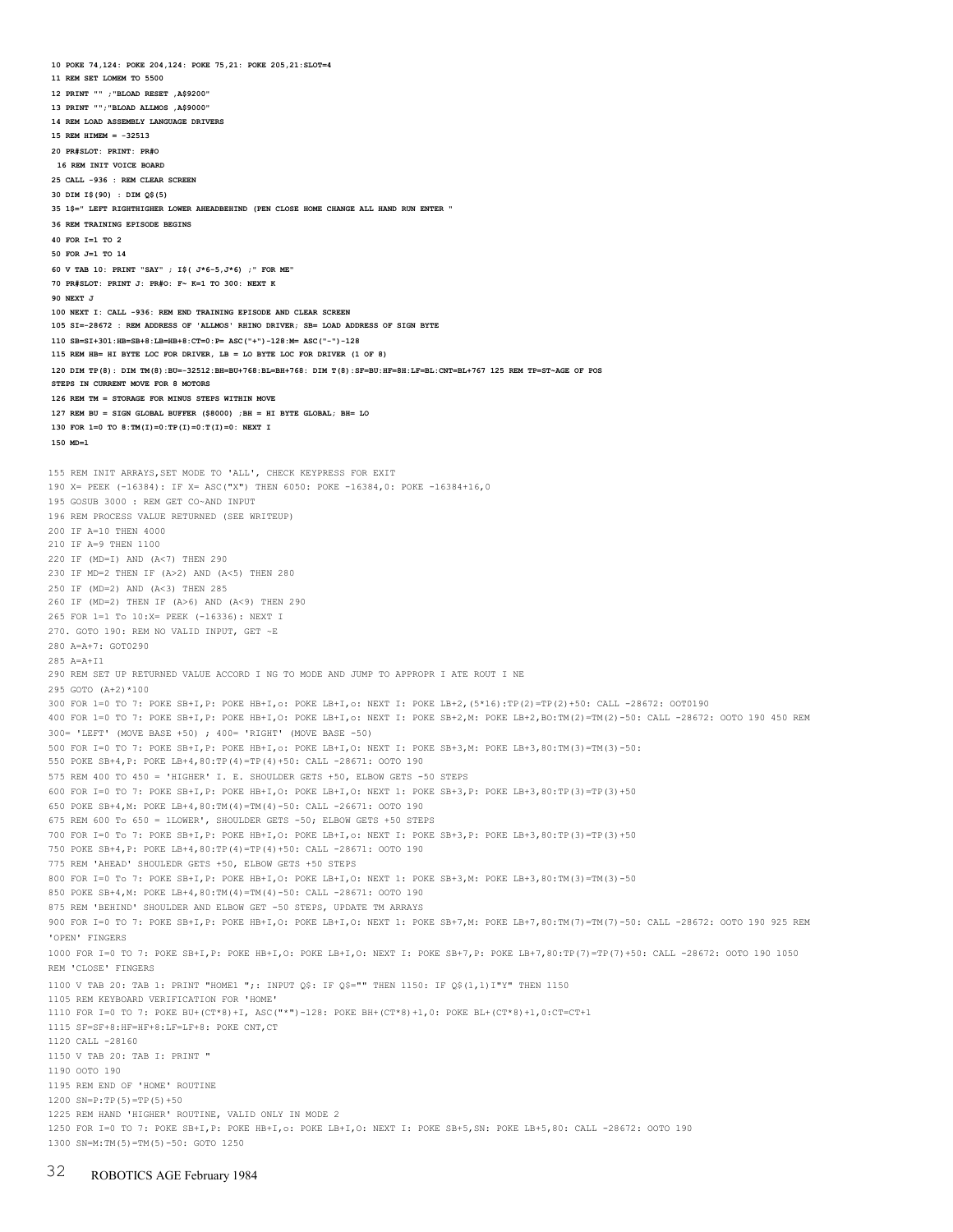```
10 POKE 74,124: POKE 204,124: POKE 75,21: POKE 205,21:SLOT=4
11 REM SET LOMEM TO 5500
12 PRINT "" ;"BLOAD RESET ,A$9200"
13 PRINT "";"BLOAD ALLMOS ,A$9000"
14 REM LOAD ASSEMBLY LANGUAGE DRIVERS
15 REM HIMEM = -32513
20 PR#SLOT: PRINT: PR#O
 16 REM INIT VOICE BOARD
25 CALL -936 : REM CLEAR SCREEN
30 DIM I$(90) : DIM Q$(5)
35 1$=" LEFT RIGHTHIGHER LOWER AHEADBEHIND (PEN CLOSE HOME CHANGE ALL HAND RUN ENTER "
36 REM TRAINING EPISODE BEGINS
40 FOR I=1 TO 2
50 FOR J=1 TO 14
60 V TAB 10: PRINT "SAY" ; I$( J*6-5,J*6) ;" FOR ME"
70 PR#SLOT: PRINT J: PR#O: F~ K=1 TO 300: NEXT K
90 NEXT J
100 NEXT I: CALL -936: REM END TRAINING EPISODE AND CLEAR SCREEN
105 SI=-28672 : REM ADDRESS OF 'ALLMOS' RHINO DRIVER; SB= LOAD ADDRESS OF SIGN BYTE
110 SB=SI+301:HB=SB+8:LB=HB+8:CT=0:P= ASC("+")-128:M= ASC("-")-128
115 REM HB= HI BYTE LOC FOR DRIVER, LB = LO BYTE LOC FOR DRIVER (1 OF 8)
120 DIM TP(8): DIM TM(8):BU=-32512:BH=BU+768:BL=BH+768: DIM T(8):SF=BU:HF=8H:LF=BL:CNT=BL+767 125 REM TP=ST~AGE OF POS
STEPS IN CURRENT MOVE FOR 8 MOTORS
126 REM TM = STORAGE FOR MINUS STEPS WITHIN MOVE
127 REM BU = SIGN GLOBAL BUFFER ($8000) ;BH = HI BYTE GLOBAL; BH= LO
130 FOR 1=0 TO 8:TM(I)=0:TP(I)=0:T(I)=0: NEXT I
150 MD=1

155 REM INIT ARRAYS,SET MODE TO 'ALL', CHECK KEYPRESS FOR EXIT
190 X= PEEK (-16384): IF X= ASC("X") THEN 6050: POKE -16384,0: POKE -16384+16,0
195 GOSUB 3000 : REM GET CO~AND INPUT
196 REM PROCESS VALUE RETURNED (SEE WRITEUP)
200 IF A=10 THEN 4000
210 IF A=9 THEN 1100
220 IF (MD=I) AND (A<7) THEN 290
230 IF MD=2 THEN IF (A>2) AND (A<5) THEN 280
250 IF (MD=2) AND (A<3) THEN 285
260 IF (MD=2) THEN IF (A>6) AND (A<9) THEN 290
265 FOR 1=1 To 10:X= PEEK (-16336): NEXT I
270. GOTO 190: REM NO VALID INPUT, GET ~E
280 A=A+7: GOT0290
285 A=A+I1
290 REM SET UP RETURNED VALUE ACCORD I NG TO MODE AND JUMP TO APPROPR I ATE ROUT I NE
295 GOTO (A+2)*100
300 FOR 1=0 TO 7: POKE SB+I,P: POKE HB+I,o: POKE LB+I,o: NEXT I: POKE LB+2,(5*16):TP(2)=TP(2)+50: CALL -28672: OOT0190
400 FOR 1=0 TO 7: POKE SB+I,P: POKE HB+I,O: POKE LB+I,O: NEXT I: POKE SB+2,M: POKE LB+2,BO:TM(2)=TM(2)-50: CALL -28672: OOTO 190 450 REM
300= 'LEFT' (MOVE BASE +50) ; 400= 'RIGHT' (MOVE BASE -50)
500 FOR I=0 TO 7: POKE SB+I,P: POKE HB+I,o: POKE LB+I,O: NEXT I: POKE SB+3,M: POKE LB+3,80:TM(3)=TM(3)-50:
550 POKE SB+4,P: POKE LB+4,80:TP(4)=TP(4)+50: CALL -28671: OOTO 190
575 REM 400 TO 450 = 'HIGHER' I. E. SHOULDER GETS +50, ELBOW GETS -50 STEPS
600 FOR I=0 TO 7: POKE SB+I,P: POKE HB+I,O: POKE LB+I,O: NEXT 1: POKE SB+3,P: POKE LB+3,80:TP(3)=TP(3)+50
650 POKE SB+4,M: POKE LB+4,80:TM(4)=TM(4)-50: CALL -26671: OOTO 190
675 REM 600 To 650 = 1LOWER', SHOULDER GETS -50; ELBOW GETS +50 STEPS
700 FOR I=0 To 7: POKE SB+I,P: POKE HB+I,O: POKE LB+I,O: NEXT I: POKE SB+3,P: POKE LB+3,80:TP(3)=TP(3)+50
750 POKE SB+4,P: POKE LB+4,80:TP(4)=TP(4)+50: CALL -28671: OOTO 190
775 REM 'AHEAD' SHOULEDR GETS +50, ELBOW GETS +50 STEPS
800 FOR I=0 To 7: POKE SB+I,P: POKE HB+I,O: POKE LB+I,O: NEXT 1: POKE SB+3,M: POKE LB+3,80:TM(3)=TM(3)-50
850 POKE SB+4,M: POKE LB+4,80:TM(4)=TM(4)-50: CALL -28671: OOTO 190
875 REM 'BEHIND' SHOULDER AND ELBOW GET -50 STEPS, UPDATE TM ARRAYS
900 FOR I=0 TO 7: POKE SB+I,P: POKE HB+I,O: POKE LB+I,O: NEXT 1: POKE SB+7,M: POKE LB+7,80:TM(7)=TM(7)-50: CALL -28672: OOTO 190 925 REM
'OPEN' FINGERS
1000 FOR I=0 TO 7: POKE SB+I,P: POKE HB+I,O: POKE LB+I,O: NEXT I: POKE SB+7,P: POKE LB+7,80:TP(7)=TP(7)+50: CALL -28672: OOTO 190 1050
REM 'CLOSE' FINGERS
1100 V TAB 20: TAB 1: PRINT "HOME1 ";: INPUT Q$: IF Q$="" THEN 1150: IF Q$(1,1)I"Y" THEN 1150
1105 REM KEYBOARD VERIFICATION FOR 'HOME'
1110 FOR I=0 TO 7: POKE BU+(CT*8)+I, ASC("*")-128: POKE BH+(CT*8)+1,0: POKE BL+(CT*8)+1,0:CT=CT+1
1115 SF=SF+8:HF=HF+8:LF=LF+8: POKE CNT,CT
1120 CALL -28160
1150 V TAB 20: TAB I: PRINT "
1190 OOTO 190
1195 REM END OF 'HOME' ROUTINE
1200 SN=P:TP(5)=TP(5)+50
1225 REM HAND 'HIGHER' ROUTINE, VALID ONLY IN MODE 2
1250 FOR I=0 TO 7: POKE SB+I,P: POKE HB+I,o: POKE LB+I,O: NEXT I: POKE SB+5,SN: POKE LB+5,80: CALL -28672: OOTO 190
1300 SN=M:TM(5)=TM(5)-50: GOTO 1250
```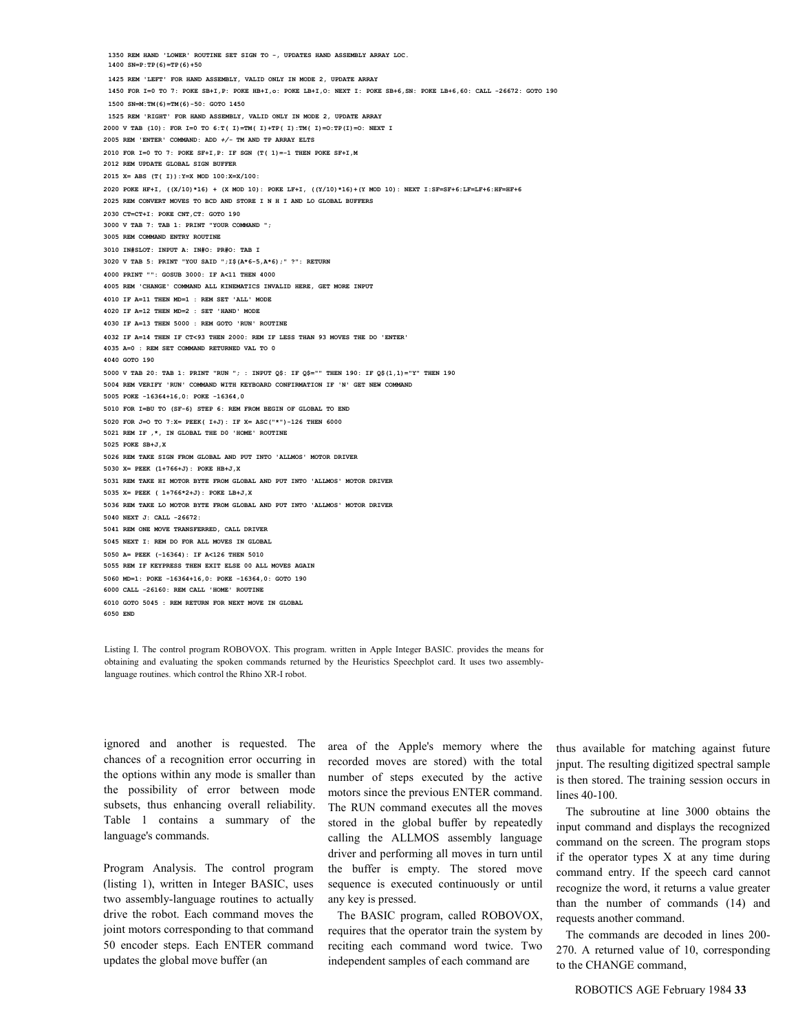```
 1350 REM HAND 'LOWER' ROUTINE SET SIGN TO -, UPDATES HAND ASSEMBLY ARRAY LOC.
 1400 SN=P:TP(6)=TP(6)+50
 1425 REM 'LEFT' FOR HAND ASSEMBLY, VALID ONLY IN MODE 2, UPDATE ARRAY
 1450 FOR I=0 TO 7: POKE SB+I,P: POKE HB+I,o: POKE LB+I,O: NEXT I: POKE SB+6,SN: POKE LB+6,60: CALL -26672: GOTO 190
 1500 SN=M:TM(6)=TM(6)-50: GOTO 1450
 1525 REM 'RIGHT' FOR HAND ASSEMBLY, VALID ONLY IN MODE 2, UPDATE ARRAY
2000 V TAB (10): FOR I=0 TO 6:T( I)=TM( I)+TP( I):TM( I)=O:TP(I)=O: NEXT I
2005 REM 'ENTER' COMMAND: ADD +/- TM AND TP ARRAY ELTS
2010 FOR I=0 TO 7: POKE SF+I,P: IF SGN (T( 1)=-1 THEN POKE SF+I,M
2012 REM UPDATE GLOBAL SIGN BUFFER
2015 X= ABS (T( I)):Y=X MOD 100:X=X/100:
2020 POKE HF+I, ((X/10)*16) + (X MOD 10): POKE LF+I, ((Y/10)*16)+(Y MOD 10): NEXT I:SF=SF+6:LF=LF+6:HF=HF+6
2025 REM CONVERT MOVES TO BCD AND STORE I N H I AND LO GLOBAL BUFFERS
2030 CT=CT+I: POKE CNT,CT: GOTO 190
3000 V TAB 7: TAB 1: PRINT "YOUR COMMAND ";
3005 REM COMMAND ENTRY ROUTINE
3010 IN#SLOT: INPUT A: IN#O: PR#O: TAB I
3020 V TAB 5: PRINT "YOU SAID ";I$(A*6-5,A*6);" ?": RETURN
4000 PRINT "": GOSUB 3000: IF A<11 THEN 4000
4005 REM 'CHANGE' COMMAND ALL KINEMATICS INVALID HERE, GET MORE INPUT
4010 IF A=11 THEN MD=1 : REM SET 'ALL' MODE
4020 IF A=12 THEN MD=2 : SET 'HAND' MODE
4030 IF A=13 THEN 5000 : REM GOTO 'RUN' ROUTINE
4032 IF A=14 THEN IF CT<93 THEN 2000: REM IF LESS THAN 93 MOVES THE DO 'ENTER'
4035 A=0 : REM SET COMMAND RETURNED VAL TO 0
4040 GOTO 190
5000 V TAB 20: TAB 1: PRINT "RUN "; : INPUT Q$: IF Q$="" THEN 190: IF Q$(1,1)="Y" THEN 190
5004 REM VERIFY 'RUN' COMMAND WITH KEYBOARD CONFIRMATION IF 'N' GET NEW COMMAND
5005 POKE -16364+16,0: POKE -16364,0
5010 FOR I=BU TO (SF-6) STEP 6: REM FROM BEGIN OF GLOBAL TO END
5020 FOR J=O TO 7:X= PEEK( I+J): IF X= ASC("*")-126 THEN 6000
5021 REM IF ,*, IN GLOBAL THE D0 'HOME' ROUTINE
5025 POKE SB+J,X
5026 REM TAKE SIGN FROM GLOBAL AND PUT INTO 'ALLMOS' MOTOR DRIVER
5030 X= PEEK (1+766+J): POKE HB+J,X
5031 REM TAKE HI MOTOR BYTE FROM GLOBAL AND PUT INTO 'ALLMOS' MOTOR DRIVER
5035 X= PEEK ( 1+766*2+J): POKE LB+J,X
5036 REM TAKE LO MOTOR BYTE FROM GLOBAL AND PUT INTO 'ALLMOS' MOTOR DRIVER
5040 NEXT J: CALL -26672:
5041 REM ONE MOVE TRANSFERRED, CALL DRIVER
5045 NEXT I: REM DO FOR ALL MOVES IN GLOBAL
5050 A= PEEK (-16364): IF A<126 THEN 5010
5055 REM IF KEYPRESS THEN EXIT ELSE 00 ALL MOVES AGAIN
5060 MD=1: POKE -16364+16,0: POKE -16364,0: GOTO 190
6000 CALL -26160: REM CALL 'HOME' ROUTINE
6010 GOTO 5045 : REM RETURN FOR NEXT MOVE IN GLOBAL
6050 END
```

Listing I. The control program ROBOVOX. This program. written in Apple Integer BASIC. provides the means for obtaining and evaluating the spoken commands returned by the Heuristics Speechplot card. It uses two assembly-language routines. which control the Rhino XR-I robot.

ignored and another is requested. The chances of a recognition error occurring in the options within any mode is smaller than the possibility of error between mode subsets, thus enhancing overall reliability. Table 1 contains a summary of the language's commands.

Program Analysis. The control program (listing 1), written in Integer BASIC, uses two assembly-language routines to actually drive the robot. Each command moves the joint motors corresponding to that command 50 encoder steps. Each ENTER command updates the global move buffer (an area of the Apple's memory where the recorded moves are stored) with the total number of steps executed by the active motors since the previous ENTER command. The RUN command executes all the moves stored in the global buffer by repeatedly calling the ALLMOS assembly language driver and performing all moves in turn until the buffer is empty. The stored move sequence is executed continuously or until any key is pressed.

The BASIC program, called ROBOVOX, requires that the operator train the system by reciting each command word twice. Two independent samples of each command are thus available for matching against future jnput. The resulting digitized spectral sample is then stored. The training session occurs in lines 40-100.

The subroutine at line 3000 obtains the input command and displays the recognized command on the screen. The program stops if the operator types X at any time during command entry. If the speech card cannot recognize the word, it returns a value greater than the number of commands (14) and requests another command.

The commands are decoded in lines 200-270. A returned value of 10, corresponding to the CHANGE command,